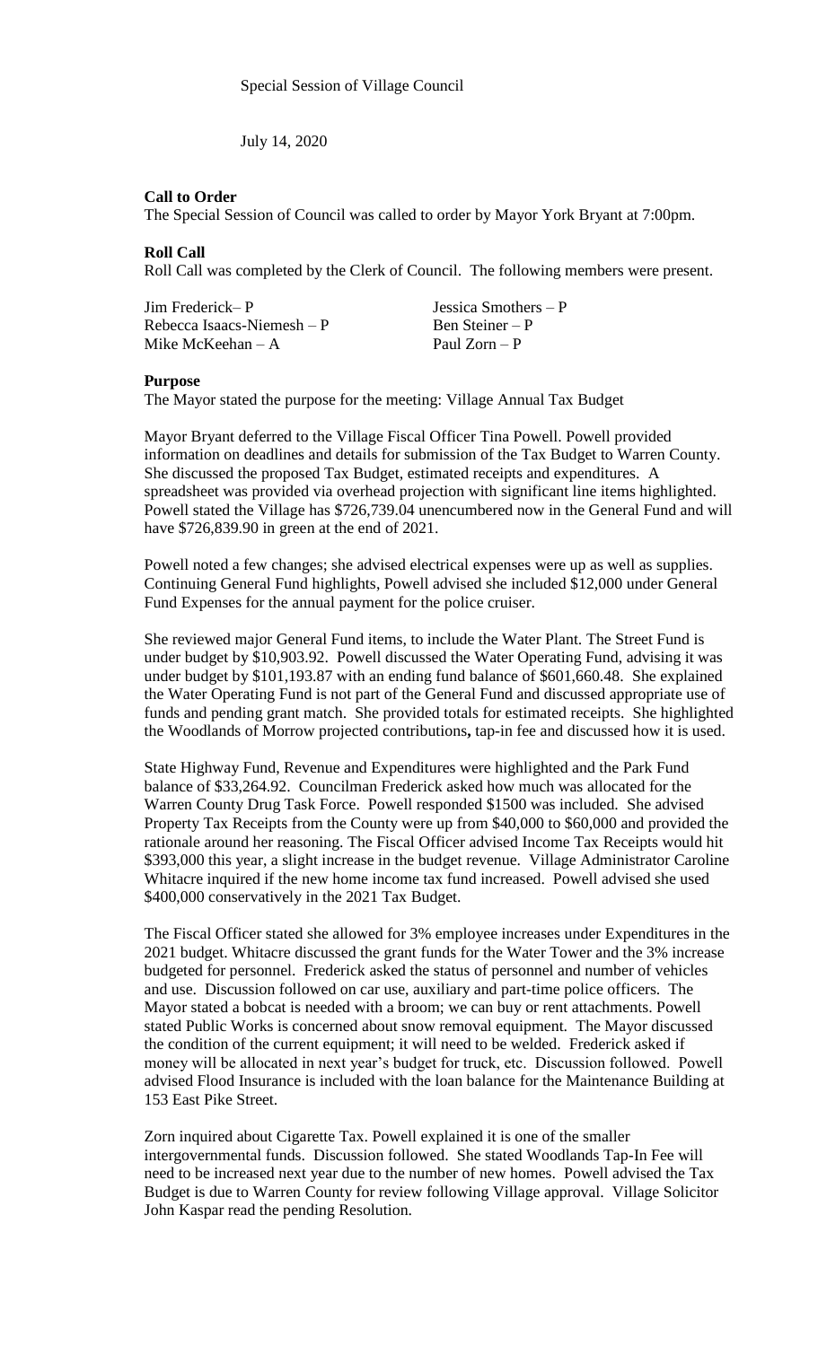Special Session of Village Council

July 14, 2020

**Call to Order**

The Special Session of Council was called to order by Mayor York Bryant at 7:00pm.

**Roll Call**

Roll Call was completed by the Clerk of Council. The following members were present.

| | |
|---|---|
| Jim Frederick– P | Jessica Smothers – P |
| Rebecca Isaacs-Niemesh – P | Ben Steiner – P |
| Mike McKeehan – A | Paul Zorn – P |

**Purpose**

The Mayor stated the purpose for the meeting: Village Annual Tax Budget

Mayor Bryant deferred to the Village Fiscal Officer Tina Powell. Powell provided information on deadlines and details for submission of the Tax Budget to Warren County. She discussed the proposed Tax Budget, estimated receipts and expenditures. A spreadsheet was provided via overhead projection with significant line items highlighted. Powell stated the Village has $726,739.04 unencumbered now in the General Fund and will have $726,839.90 in green at the end of 2021.

Powell noted a few changes; she advised electrical expenses were up as well as supplies. Continuing General Fund highlights, Powell advised she included $12,000 under General Fund Expenses for the annual payment for the police cruiser.

She reviewed major General Fund items, to include the Water Plant. The Street Fund is under budget by $10,903.92. Powell discussed the Water Operating Fund, advising it was under budget by $101,193.87 with an ending fund balance of $601,660.48. She explained the Water Operating Fund is not part of the General Fund and discussed appropriate use of funds and pending grant match. She provided totals for estimated receipts. She highlighted the Woodlands of Morrow projected contributions**,** tap-in fee and discussed how it is used.

State Highway Fund, Revenue and Expenditures were highlighted and the Park Fund balance of $33,264.92. Councilman Frederick asked how much was allocated for the Warren County Drug Task Force. Powell responded $1500 was included. She advised Property Tax Receipts from the County were up from $40,000 to $60,000 and provided the rationale around her reasoning. The Fiscal Officer advised Income Tax Receipts would hit $393,000 this year, a slight increase in the budget revenue. Village Administrator Caroline Whitacre inquired if the new home income tax fund increased. Powell advised she used $400,000 conservatively in the 2021 Tax Budget.

The Fiscal Officer stated she allowed for 3% employee increases under Expenditures in the 2021 budget. Whitacre discussed the grant funds for the Water Tower and the 3% increase budgeted for personnel. Frederick asked the status of personnel and number of vehicles and use. Discussion followed on car use, auxiliary and part-time police officers. The Mayor stated a bobcat is needed with a broom; we can buy or rent attachments. Powell stated Public Works is concerned about snow removal equipment. The Mayor discussed the condition of the current equipment; it will need to be welded. Frederick asked if money will be allocated in next year's budget for truck, etc. Discussion followed. Powell advised Flood Insurance is included with the loan balance for the Maintenance Building at 153 East Pike Street.

Zorn inquired about Cigarette Tax. Powell explained it is one of the smaller intergovernmental funds. Discussion followed. She stated Woodlands Tap-In Fee will need to be increased next year due to the number of new homes. Powell advised the Tax Budget is due to Warren County for review following Village approval. Village Solicitor John Kaspar read the pending Resolution.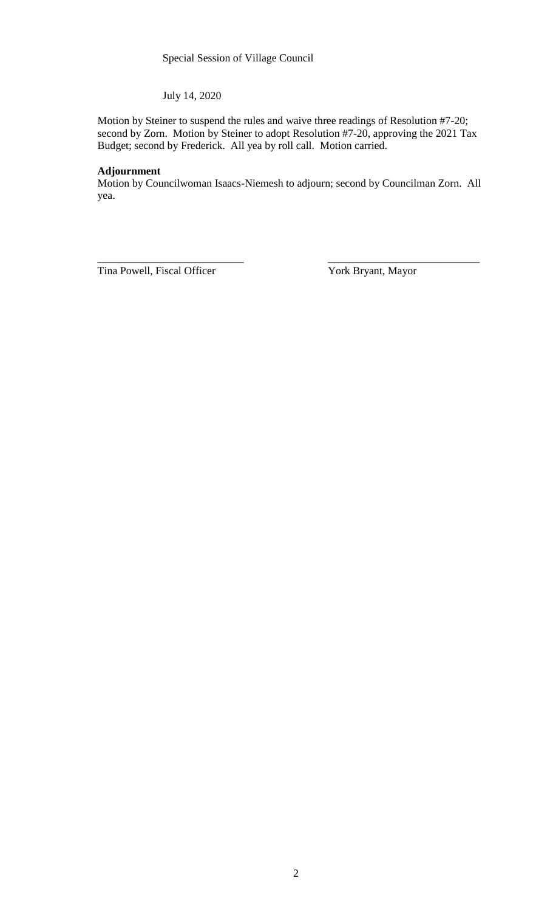Special Session of Village Council

July 14, 2020

Motion by Steiner to suspend the rules and waive three readings of Resolution #7-20; second by Zorn. Motion by Steiner to adopt Resolution #7-20, approving the 2021 Tax Budget; second by Frederick. All yea by roll call. Motion carried.

**Adjournment**
Motion by Councilwoman Isaacs-Niemesh to adjourn; second by Councilman Zorn. All yea.

___________________________ ____________________________
Tina Powell, Fiscal Officer York Bryant, Mayor